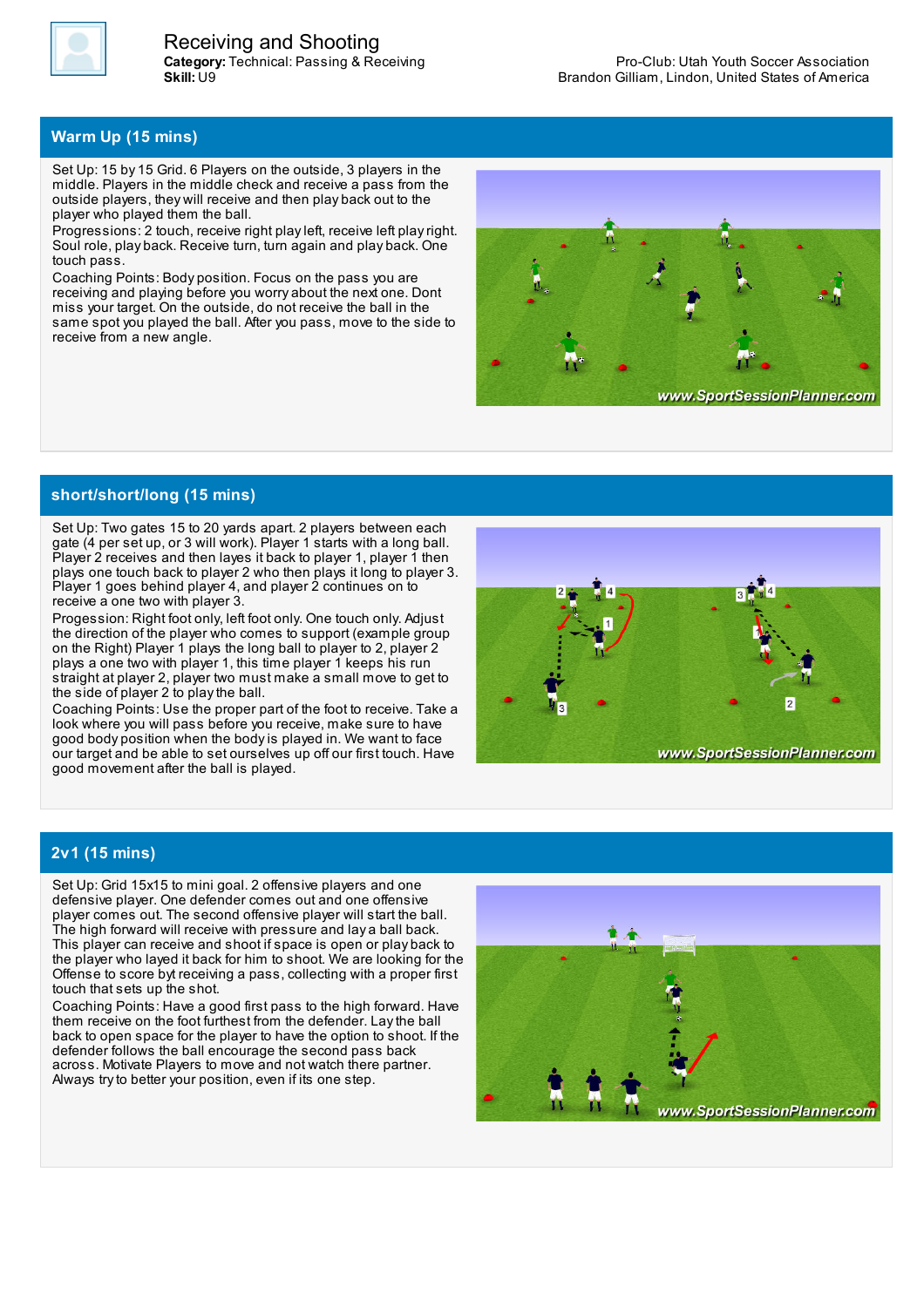# Receiving and Shooting

**Category:** Technical: Passing & Receiving
**Skill:** U9

Pro-Club: Utah Youth Soccer Association
Brandon Gilliam, Lindon, United States of America

## Warm Up (15 mins)

Set Up: 15 by 15 Grid. 6 Players on the outside, 3 players in the middle. Players in the middle check and receive a pass from the outside players, they will receive and then play back out to the player who played them the ball.

Progressions: 2 touch, receive right play left, receive left play right. Soul role, play back. Receive turn, turn again and play back. One touch pass.

Coaching Points: Body position. Focus on the pass you are receiving and playing before you worry about the next one. Dont miss your target. On the outside, do not receive the ball in the same spot you played the ball. After you pass, move to the side to receive from a new angle.

## short/short/long (15 mins)

Set Up: Two gates 15 to 20 yards apart. 2 players between each gate (4 per set up, or 3 will work). Player 1 starts with a long ball. Player 2 receives and then layes it back to player 1, player 1 then plays one touch back to player 2 who then plays it long to player 3. Player 1 goes behind player 4, and player 2 continues on to receive a one two with player 3.

Progession: Right foot only, left foot only. One touch only. Adjust the direction of the player who comes to support (example group on the Right) Player 1 plays the long ball to player to 2, player 2 plays a one two with player 1, this time player 1 keeps his run straight at player 2, player two must make a small move to get to the side of player 2 to play the ball.

Coaching Points: Use the proper part of the foot to receive. Take a look where you will pass before you receive, make sure to have good body position when the body is played in. We want to face our target and be able to set ourselves up off our first touch. Have good movement after the ball is played.

## 2v1 (15 mins)

Set Up: Grid 15x15 to mini goal. 2 offensive players and one defensive player. One defender comes out and one offensive player comes out. The second offensive player will start the ball. The high forward will receive with pressure and lay a ball back. This player can receive and shoot if space is open or play back to the player who layed it back for him to shoot. We are looking for the Offense to score byt receiving a pass, collecting with a proper first touch that sets up the shot.

Coaching Points: Have a good first pass to the high forward. Have them receive on the foot furthest from the defender. Lay the ball back to open space for the player to have the option to shoot. If the defender follows the ball encourage the second pass back across. Motivate Players to move and not watch there partner. Always try to better your position, even if its one step.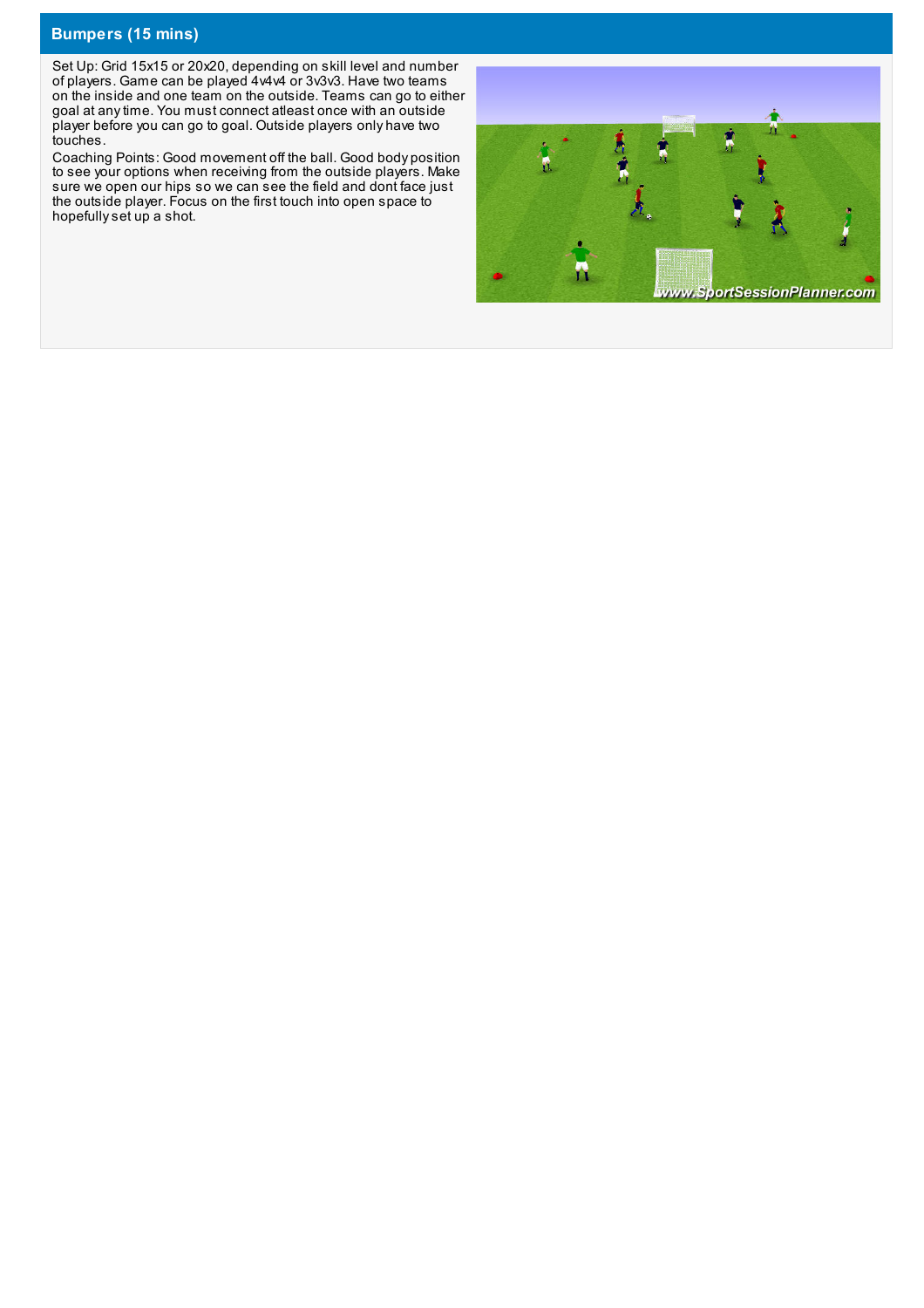## Bumpers (15 mins)

Set Up: Grid 15x15 or 20x20, depending on skill level and number of players. Game can be played 4v4v4 or 3v3v3. Have two teams on the inside and one team on the outside. Teams can go to either goal at any time. You must connect atleast once with an outside player before you can go to goal. Outside players only have two touches.

Coaching Points: Good movement off the ball. Good body position to see your options when receiving from the outside players. Make sure we open our hips so we can see the field and dont face just the outside player. Focus on the first touch into open space to hopefully set up a shot.